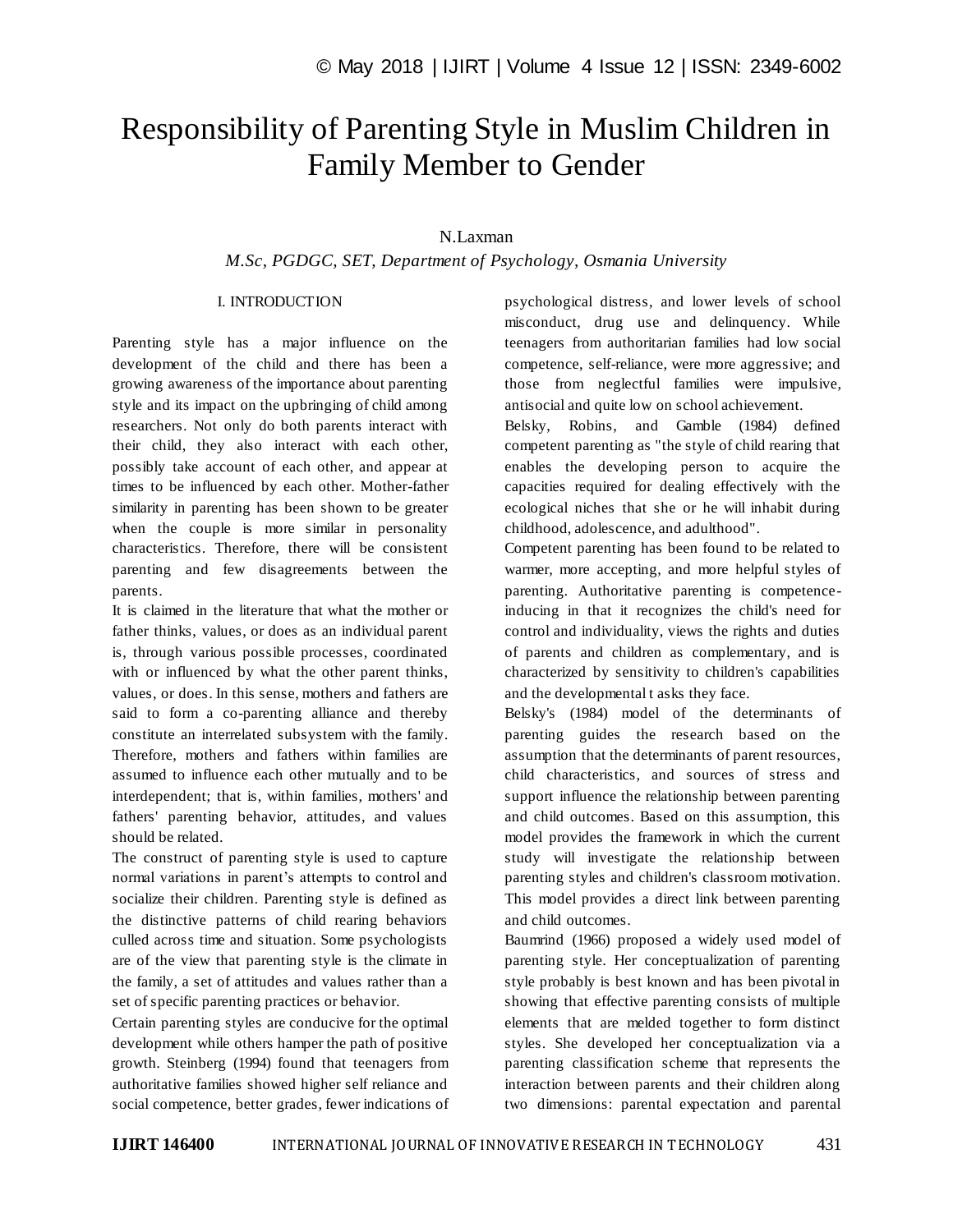# Responsibility of Parenting Style in Muslim Children in Family Member to Gender

N.Laxman

*M.Sc, PGDGC, SET, Department of Psychology, Osmania University*

## I. INTRODUCTION

Parenting style has a major influence on the development of the child and there has been a growing awareness of the importance about parenting style and its impact on the upbringing of child among researchers. Not only do both parents interact with their child, they also interact with each other, possibly take account of each other, and appear at times to be influenced by each other. Mother-father similarity in parenting has been shown to be greater when the couple is more similar in personality characteristics. Therefore, there will be consistent parenting and few disagreements between the parents.

It is claimed in the literature that what the mother or father thinks, values, or does as an individual parent is, through various possible processes, coordinated with or influenced by what the other parent thinks, values, or does. In this sense, mothers and fathers are said to form a co-parenting alliance and thereby constitute an interrelated subsystem with the family. Therefore, mothers and fathers within families are assumed to influence each other mutually and to be interdependent; that is, within families, mothers' and fathers' parenting behavior, attitudes, and values should be related.

The construct of parenting style is used to capture normal variations in parent's attempts to control and socialize their children. Parenting style is defined as the distinctive patterns of child rearing behaviors culled across time and situation. Some psychologists are of the view that parenting style is the climate in the family, a set of attitudes and values rather than a set of specific parenting practices or behavior.

Certain parenting styles are conducive for the optimal development while others hamper the path of positive growth. Steinberg (1994) found that teenagers from authoritative families showed higher self reliance and social competence, better grades, fewer indications of psychological distress, and lower levels of school misconduct, drug use and delinquency. While teenagers from authoritarian families had low social competence, self-reliance, were more aggressive; and those from neglectful families were impulsive, antisocial and quite low on school achievement.

Belsky, Robins, and Gamble (1984) defined competent parenting as "the style of child rearing that enables the developing person to acquire the capacities required for dealing effectively with the ecological niches that she or he will inhabit during childhood, adolescence, and adulthood".

Competent parenting has been found to be related to warmer, more accepting, and more helpful styles of parenting. Authoritative parenting is competence-inducing in that it recognizes the child's need for control and individuality, views the rights and duties of parents and children as complementary, and is characterized by sensitivity to children's capabilities and the developmental t asks they face.

Belsky's (1984) model of the determinants of parenting guides the research based on the assumption that the determinants of parent resources, child characteristics, and sources of stress and support influence the relationship between parenting and child outcomes. Based on this assumption, this model provides the framework in which the current study will investigate the relationship between parenting styles and children's classroom motivation. This model provides a direct link between parenting and child outcomes.

Baumrind (1966) proposed a widely used model of parenting style. Her conceptualization of parenting style probably is best known and has been pivotal in showing that effective parenting consists of multiple elements that are melded together to form distinct styles. She developed her conceptualization via a parenting classification scheme that represents the interaction between parents and their children along two dimensions: parental expectation and parental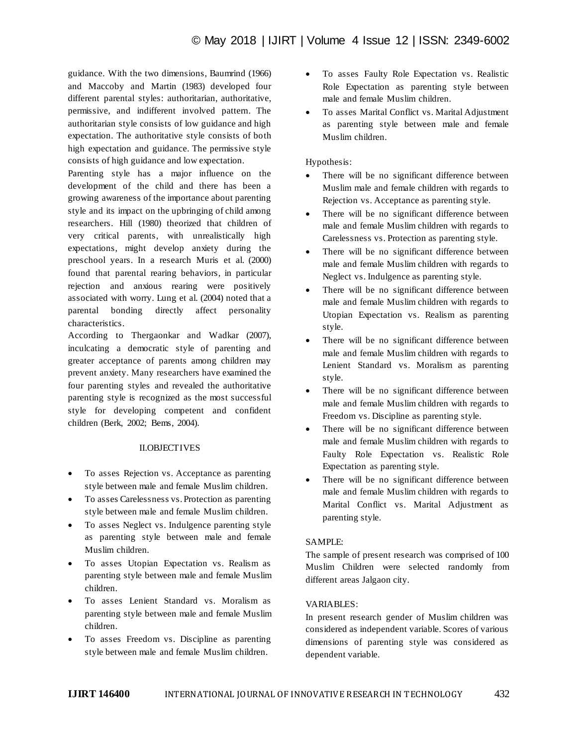guidance. With the two dimensions, Baumrind (1966) and Maccoby and Martin (1983) developed four different parental styles: authoritarian, authoritative, permissive, and indifferent involved pattern. The authoritarian style consists of low guidance and high expectation. The authoritative style consists of both high expectation and guidance. The permissive style consists of high guidance and low expectation.

Parenting style has a major influence on the development of the child and there has been a growing awareness of the importance about parenting style and its impact on the upbringing of child among researchers. Hill (1980) theorized that children of very critical parents, with unrealistically high expectations, might develop anxiety during the preschool years. In a research Muris et al. (2000) found that parental rearing behaviors, in particular rejection and anxious rearing were positively associated with worry. Lung et al. (2004) noted that a parental bonding directly affect personality characteristics.

According to Thergaonkar and Wadkar (2007), inculcating a democratic style of parenting and greater acceptance of parents among children may prevent anxiety. Many researchers have examined the four parenting styles and revealed the authoritative parenting style is recognized as the most successful style for developing competent and confident children (Berk, 2002; Bems, 2004).

## II.OBJECTIVES

- To asses Rejection vs. Acceptance as parenting style between male and female Muslim children.
- To asses Carelessness vs. Protection as parenting style between male and female Muslim children.
- To asses Neglect vs. Indulgence parenting style as parenting style between male and female Muslim children.
- To asses Utopian Expectation vs. Realism as parenting style between male and female Muslim children.
- To asses Lenient Standard vs. Moralism as parenting style between male and female Muslim children.
- To asses Freedom vs. Discipline as parenting style between male and female Muslim children.
- To asses Faulty Role Expectation vs. Realistic Role Expectation as parenting style between male and female Muslim children.
- To asses Marital Conflict vs. Marital Adjustment as parenting style between male and female Muslim children.

Hypothesis:

- There will be no significant difference between Muslim male and female children with regards to Rejection vs. Acceptance as parenting style.
- There will be no significant difference between male and female Muslim children with regards to Carelessness vs. Protection as parenting style.
- There will be no significant difference between male and female Muslim children with regards to Neglect vs. Indulgence as parenting style.
- There will be no significant difference between male and female Muslim children with regards to Utopian Expectation vs. Realism as parenting style.
- There will be no significant difference between male and female Muslim children with regards to Lenient Standard vs. Moralism as parenting style.
- There will be no significant difference between male and female Muslim children with regards to Freedom vs. Discipline as parenting style.
- There will be no significant difference between male and female Muslim children with regards to Faulty Role Expectation vs. Realistic Role Expectation as parenting style.
- There will be no significant difference between male and female Muslim children with regards to Marital Conflict vs. Marital Adjustment as parenting style.

SAMPLE:

The sample of present research was comprised of 100 Muslim Children were selected randomly from different areas Jalgaon city.

VARIABLES:

In present research gender of Muslim children was considered as independent variable. Scores of various dimensions of parenting style was considered as dependent variable.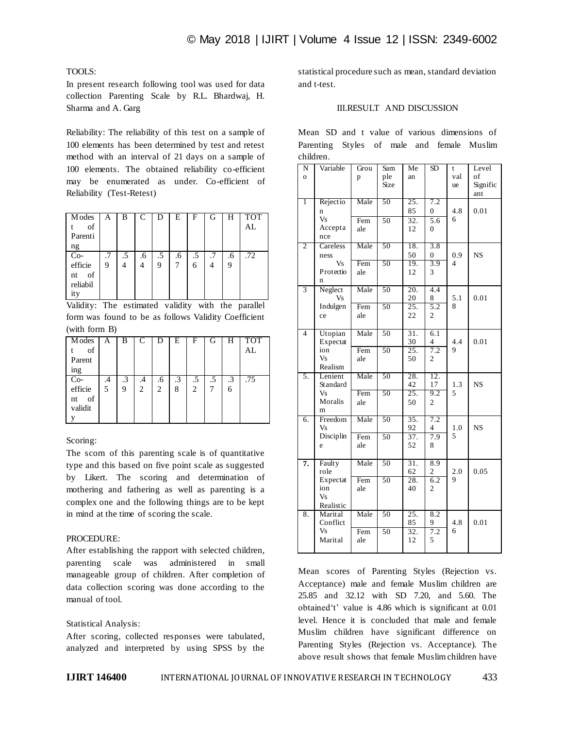TOOLS:

In present research following tool was used for data collection Parenting Scale by R.L. Bhardwaj, H. Sharma and A. Garg

Reliability: The reliability of this test on a sample of 100 elements has been determined by test and retest method with an interval of 21 days on a sample of 100 elements. The obtained reliability co-efficient may be enumerated as under. Co-efficient of Reliability (Test-Retest)

| Modest of Parenting | A | B | C | D | E | F | G | H | TOTAL |
|---|---|---|---|---|---|---|---|---|---|
| Co-efficient of reliability | .79 | .54 | .64 | .59 | .67 | .56 | .74 | .69 | .72 |

Validity: The estimated validity with the parallel form was found to be as follows Validity Coefficient (with form B)

| Modest of Parenting | A | B | C | D | E | F | G | H | TOTAL |
|---|---|---|---|---|---|---|---|---|---|
| Co-efficient of validity | .45 | .39 | .42 | .62 | .38 | .52 | .57 | .36 | .75 |

Scoring:

The scorn of this parenting scale is of quantitative type and this based on five point scale as suggested by Likert. The scoring and determination of mothering and fathering as well as parenting is a complex one and the following things are to be kept in mind at the time of scoring the scale.

PROCEDURE:

After establishing the rapport with selected children, parenting scale was administered in small manageable group of children. After completion of data collection scoring was done according to the manual of tool.

Statistical Analysis:

After scoring, collected responses were tabulated, analyzed and interpreted by using SPSS by the statistical procedure such as mean, standard deviation and t-test.

## III.RESULT AND DISCUSSION

Mean SD and t value of various dimensions of Parenting Styles of male and female Muslim children.

| No | Variable | Group | Sample Size | Mean | SD | t value | Level of Significant |
|---|---|---|---|---|---|---|---|
| 1 | Rejection Vs Acceptance | Male | 50 | 25.85 | 7.20 | 4.86 | 0.01 |
| | | Female | 50 | 32.12 | 5.60 | | |
| 2 | Careless ness Vs Protection | Male | 50 | 18.50 | 3.80 | 0.94 | NS |
| | | Female | 50 | 19.12 | 3.93 | | |
| 3 | Neglect Vs Indulgence | Male | 50 | 20.20 | 4.48 | 5.18 | 0.01 |
| | | Female | 50 | 25.22 | 5.22 | | |
| 4 | Utopian Expectation Vs Realism | Male | 50 | 31.30 | 6.14 | 4.49 | 0.01 |
| | | Female | 50 | 25.50 | 7.22 | | |
| 5. | Lenient Standard Vs Moralism | Male | 50 | 28.42 | 12.17 | 1.35 | NS |
| | | Female | 50 | 25.50 | 9.22 | | |
| 6. | Freedom Vs Discipline | Male | 50 | 35.92 | 7.24 | 1.05 | NS |
| | | Female | 50 | 37.52 | 7.98 | | |
| 7. | Faulty role Expectation Vs Realistic | Male | 50 | 31.62 | 8.92 | 2.09 | 0.05 |
| | | Female | 50 | 28.40 | 6.22 | | |
| 8. | Marital Conflict Vs Marital | Male | 50 | 25.85 | 8.29 | 4.86 | 0.01 |
| | | Female | 50 | 32.12 | 7.25 | | |

Mean scores of Parenting Styles (Rejection vs. Acceptance) male and female Muslim children are 25.85 and 32.12 with SD 7.20, and 5.60. The obtained 't' value is 4.86 which is significant at 0.01 level. Hence it is concluded that male and female Muslim children have significant difference on Parenting Styles (Rejection vs. Acceptance). The above result shows that female Muslim children have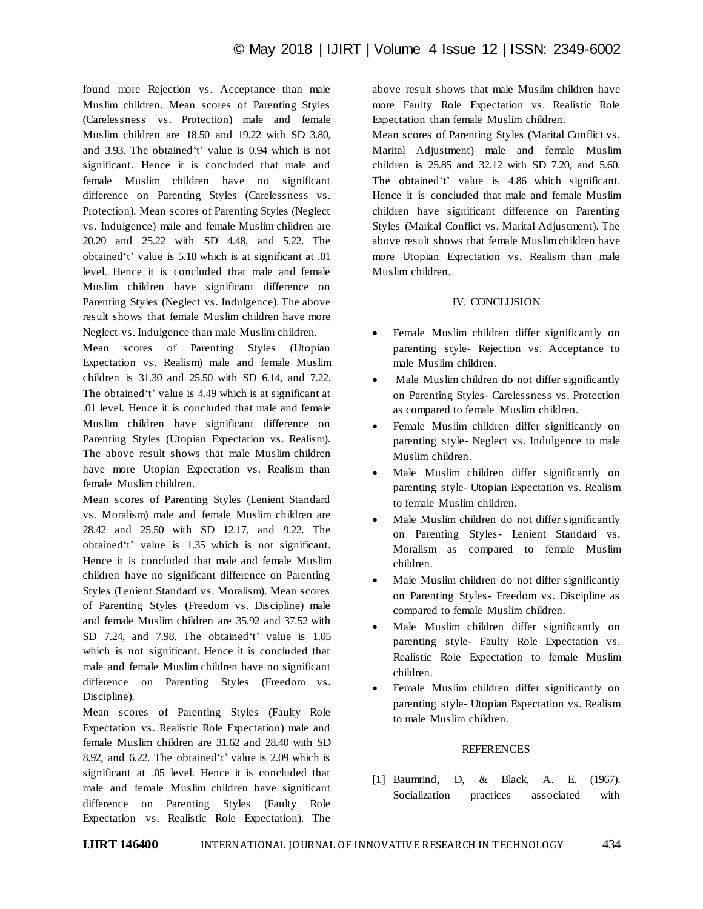found more Rejection vs. Acceptance than male Muslim children. Mean scores of Parenting Styles (Carelessness vs. Protection) male and female Muslim children are 18.50 and 19.22 with SD 3.80, and 3.93. The obtained't' value is 0.94 which is not significant. Hence it is concluded that male and female Muslim children have no significant difference on Parenting Styles (Carelessness vs. Protection). Mean scores of Parenting Styles (Neglect vs. Indulgence) male and female Muslim children are 20.20 and 25.22 with SD 4.48, and 5.22. The obtained't' value is 5.18 which is at significant at .01 level. Hence it is concluded that male and female Muslim children have significant difference on Parenting Styles (Neglect vs. Indulgence). The above result shows that female Muslim children have more Neglect vs. Indulgence than male Muslim children.

Mean scores of Parenting Styles (Utopian Expectation vs. Realism) male and female Muslim children is 31.30 and 25.50 with SD 6.14, and 7.22. The obtained't' value is 4.49 which is at significant at .01 level. Hence it is concluded that male and female Muslim children have significant difference on Parenting Styles (Utopian Expectation vs. Realism). The above result shows that male Muslim children have more Utopian Expectation vs. Realism than female Muslim children.

Mean scores of Parenting Styles (Lenient Standard vs. Moralism) male and female Muslim children are 28.42 and 25.50 with SD 12.17, and 9.22. The obtained't' value is 1.35 which is not significant. Hence it is concluded that male and female Muslim children have no significant difference on Parenting Styles (Lenient Standard vs. Moralism). Mean scores of Parenting Styles (Freedom vs. Discipline) male and female Muslim children are 35.92 and 37.52 with SD 7.24, and 7.98. The obtained't' value is 1.05 which is not significant. Hence it is concluded that male and female Muslim children have no significant difference on Parenting Styles (Freedom vs. Discipline).

Mean scores of Parenting Styles (Faulty Role Expectation vs. Realistic Role Expectation) male and female Muslim children are 31.62 and 28.40 with SD 8.92, and 6.22. The obtained't' value is 2.09 which is significant at .05 level. Hence it is concluded that male and female Muslim children have significant difference on Parenting Styles (Faulty Role Expectation vs. Realistic Role Expectation). The above result shows that male Muslim children have more Faulty Role Expectation vs. Realistic Role Expectation than female Muslim children.

Mean scores of Parenting Styles (Marital Conflict vs. Marital Adjustment) male and female Muslim children is 25.85 and 32.12 with SD 7.20, and 5.60. The obtained't' value is 4.86 which significant. Hence it is concluded that male and female Muslim children have significant difference on Parenting Styles (Marital Conflict vs. Marital Adjustment). The above result shows that female Muslim children have more Utopian Expectation vs. Realism than male Muslim children.

## IV. CONCLUSION

- Female Muslim children differ significantly on parenting style- Rejection vs. Acceptance to male Muslim children.
- Male Muslim children do not differ significantly on Parenting Styles- Carelessness vs. Protection as compared to female Muslim children.
- Female Muslim children differ significantly on parenting style- Neglect vs. Indulgence to male Muslim children.
- Male Muslim children differ significantly on parenting style- Utopian Expectation vs. Realism to female Muslim children.
- Male Muslim children do not differ significantly on Parenting Styles- Lenient Standard vs. Moralism as compared to female Muslim children.
- Male Muslim children do not differ significantly on Parenting Styles- Freedom vs. Discipline as compared to female Muslim children.
- Male Muslim children differ significantly on parenting style- Faulty Role Expectation vs. Realistic Role Expectation to female Muslim children.
- Female Muslim children differ significantly on parenting style- Utopian Expectation vs. Realism to male Muslim children.

## REFERENCES

[1] Baumrind, D, & Black, A. E. (1967). Socialization practices associated with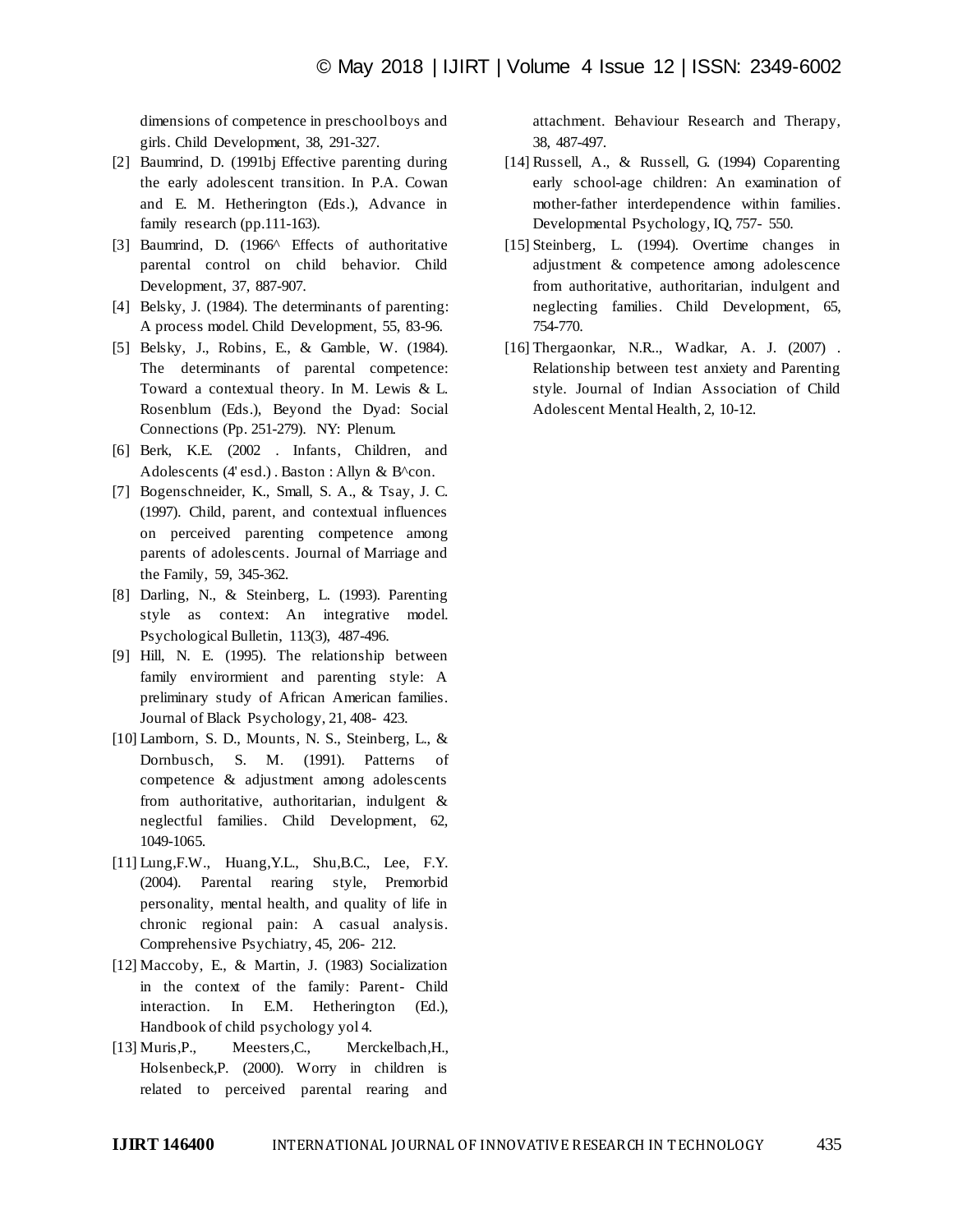dimensions of competence in preschool boys and girls. Child Development, 38, 291-327.

[2] Baumrind, D. (1991bj Effective parenting during the early adolescent transition. In P.A. Cowan and E. M. Hetherington (Eds.), Advance in family research (pp.111-163).

[3] Baumrind, D. (1966^ Effects of authoritative parental control on child behavior. Child Development, 37, 887-907.

[4] Belsky, J. (1984). The determinants of parenting: A process model. Child Development, 55, 83-96.

[5] Belsky, J., Robins, E., & Gamble, W. (1984). The determinants of parental competence: Toward a contextual theory. In M. Lewis & L. Rosenblum (Eds.), Beyond the Dyad: Social Connections (Pp. 251-279). NY: Plenum.

[6] Berk, K.E. (2002 . Infants, Children, and Adolescents (4' esd.) . Baston : Allyn & B^con.

[7] Bogenschneider, K., Small, S. A., & Tsay, J. C. (1997). Child, parent, and contextual influences on perceived parenting competence among parents of adolescents. Journal of Marriage and the Family, 59, 345-362.

[8] Darling, N., & Steinberg, L. (1993). Parenting style as context: An integrative model. Psychological Bulletin, 113(3), 487-496.

[9] Hill, N. E. (1995). The relationship between family envirormient and parenting style: A preliminary study of African American families. Journal of Black Psychology, 21, 408- 423.

[10] Lamborn, S. D., Mounts, N. S., Steinberg, L., & Dornbusch, S. M. (1991). Patterns of competence & adjustment among adolescents from authoritative, authoritarian, indulgent & neglectful families. Child Development, 62, 1049-1065.

[11] Lung,F.W., Huang,Y.L., Shu,B.C., Lee, F.Y. (2004). Parental rearing style, Premorbid personality, mental health, and quality of life in chronic regional pain: A casual analysis. Comprehensive Psychiatry, 45, 206- 212.

[12] Maccoby, E., & Martin, J. (1983) Socialization in the context of the family: Parent- Child interaction. In E.M. Hetherington (Ed.), Handbook of child psychology yol 4.

[13] Muris,P., Meesters,C., Merckelbach,H., Holsenbeck,P. (2000). Worry in children is related to perceived parental rearing and attachment. Behaviour Research and Therapy, 38, 487-497.

[14] Russell, A., & Russell, G. (1994) Coparenting early school-age children: An examination of mother-father interdependence within families. Developmental Psychology, IQ, 757- 550.

[15] Steinberg, L. (1994). Overtime changes in adjustment & competence among adolescence from authoritative, authoritarian, indulgent and neglecting families. Child Development, 65, 754-770.

[16] Thergaonkar, N.R.., Wadkar, A. J. (2007) . Relationship between test anxiety and Parenting style. Journal of Indian Association of Child Adolescent Mental Health, 2, 10-12.